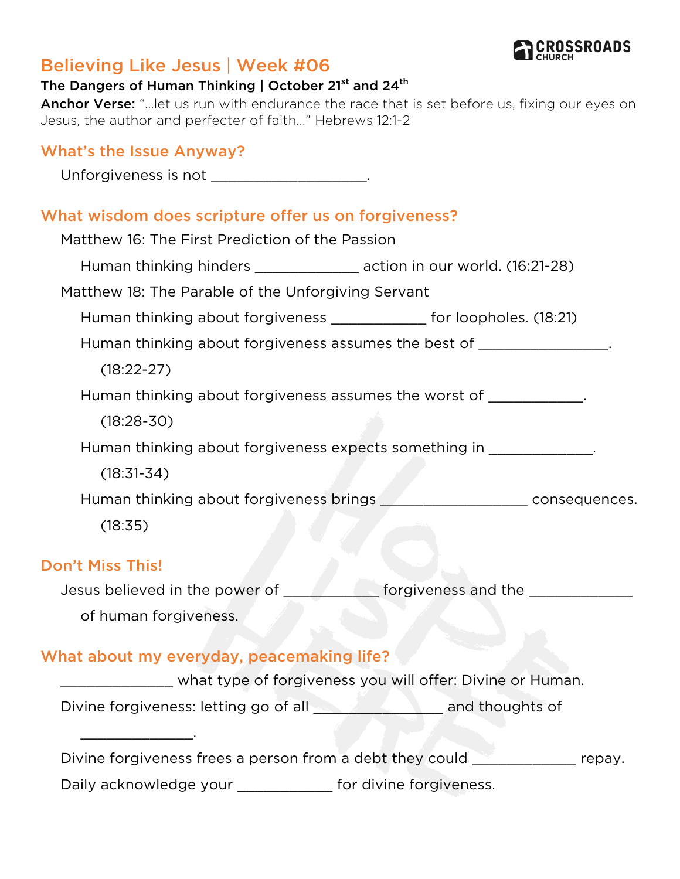# Believing Like Jesus | Week #06

**The Dangers of Human Thinking | October 21st and 24th**

**Anchor Verse:** "…let us run with endurance the race that is set before us, fixing our eyes on Jesus, the author and perfecter of faith…" Hebrews 12:1-2

## What's the Issue Anyway?

Unforgiveness is not ___________________.

## What wisdom does scripture offer us on forgiveness?

Matthew 16: The First Prediction of the Passion

- Human thinking hinders _____________ action in our world. (16:21-28)

Matthew 18: The Parable of the Unforgiving Servant

- Human thinking about forgiveness ____________ for loopholes. (18:21)
- Human thinking about forgiveness assumes the best of ________________. (18:22-27)
- Human thinking about forgiveness assumes the worst of ____________. (18:28-30)
- Human thinking about forgiveness expects something in _____________. (18:31-34)
- Human thinking about forgiveness brings __________________ consequences. (18:35)

## Don't Miss This!

Jesus believed in the power of ____________ forgiveness and the _____________ of human forgiveness.

## What about my everyday, peacemaking life?

______________ what type of forgiveness you will offer: Divine or Human.

Divine forgiveness: letting go of all ________________ and thoughts of ______________.

Divine forgiveness frees a person from a debt they could _____________ repay.

Daily acknowledge your ____________ for divine forgiveness.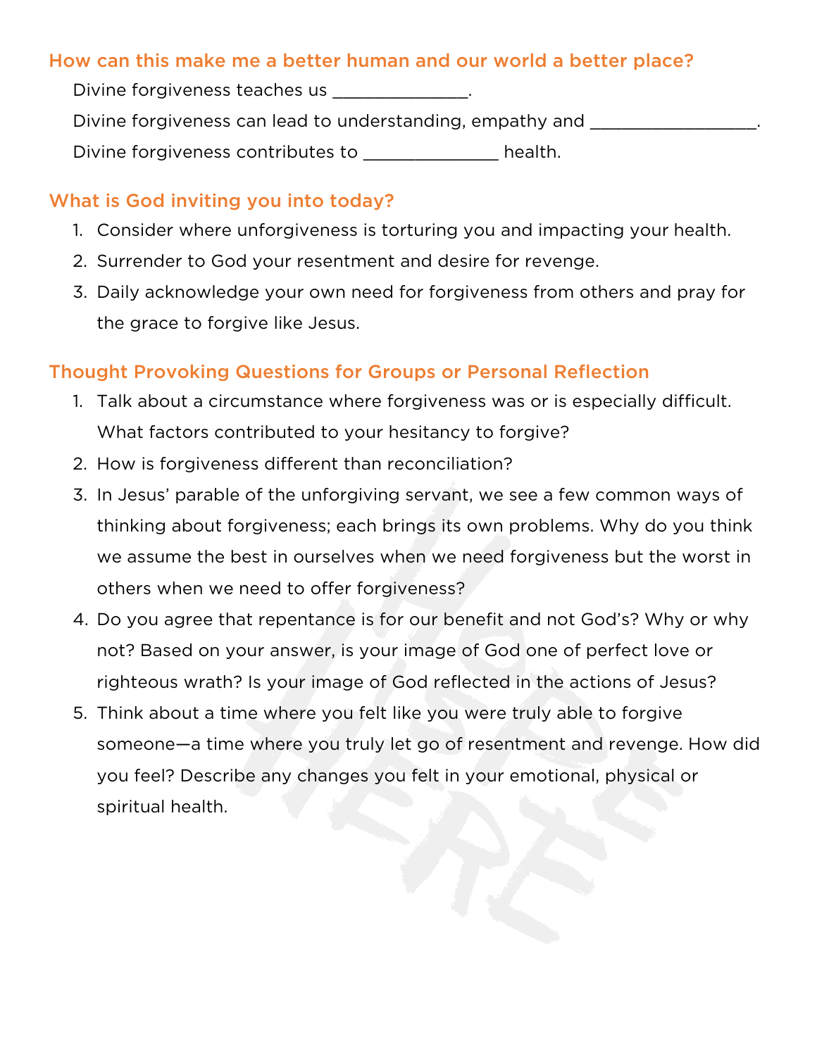## How can this make me a better human and our world a better place?

Divine forgiveness teaches us ______________.

Divine forgiveness can lead to understanding, empathy and _________________.

Divine forgiveness contributes to ______________ health.

## What is God inviting you into today?

1. Consider where unforgiveness is torturing you and impacting your health.
2. Surrender to God your resentment and desire for revenge.
3. Daily acknowledge your own need for forgiveness from others and pray for the grace to forgive like Jesus.

## Thought Provoking Questions for Groups or Personal Reflection

1. Talk about a circumstance where forgiveness was or is especially difficult. What factors contributed to your hesitancy to forgive?
2. How is forgiveness different than reconciliation?
3. In Jesus' parable of the unforgiving servant, we see a few common ways of thinking about forgiveness; each brings its own problems. Why do you think we assume the best in ourselves when we need forgiveness but the worst in others when we need to offer forgiveness?
4. Do you agree that repentance is for our benefit and not God's? Why or why not? Based on your answer, is your image of God one of perfect love or righteous wrath? Is your image of God reflected in the actions of Jesus?
5. Think about a time where you felt like you were truly able to forgive someone—a time where you truly let go of resentment and revenge. How did you feel? Describe any changes you felt in your emotional, physical or spiritual health.